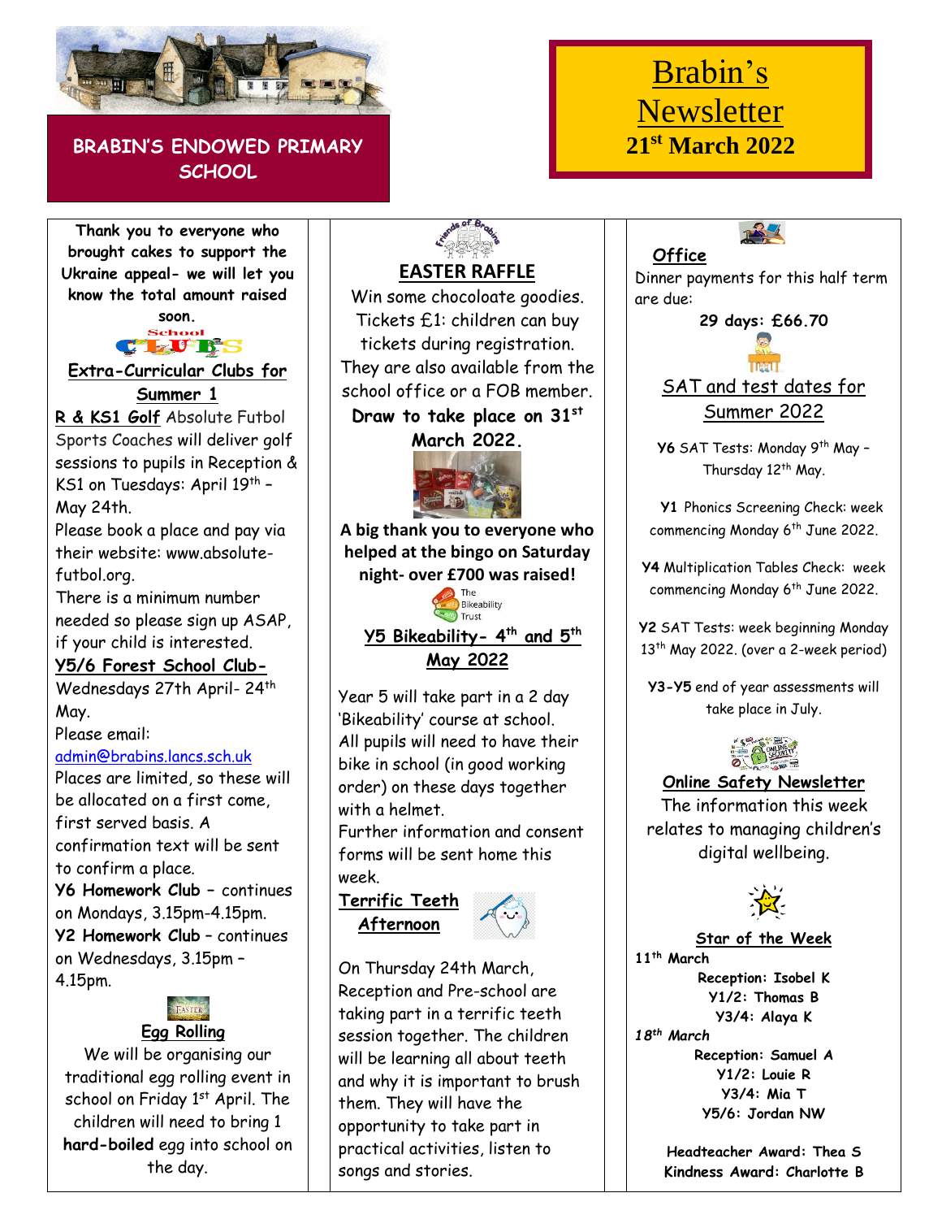# BRABIN'S ENDOWED PRIMARY SCHOOL

# Brabin's Newsletter

## 21st March 2022

**Thank you to everyone who brought cakes to support the Ukraine appeal- we will let you know the total amount raised soon.**

School CLUBS

### Extra-Curricular Clubs for Summer 1

**R & KS1 Golf** Absolute Futbol Sports Coaches will deliver golf sessions to pupils in Reception & KS1 on Tuesdays: April 19th – May 24th.

Please book a place and pay via their website: www.absolute-futbol.org.

There is a minimum number needed so please sign up ASAP, if your child is interested.

**Y5/6 Forest School Club-** Wednesdays 27th April- 24th May.

Please email: admin@brabins.lancs.sch.uk

Places are limited, so these will be allocated on a first come, first served basis. A confirmation text will be sent to confirm a place.

**Y6 Homework Club** – continues on Mondays, 3.15pm-4.15pm.

**Y2 Homework Club** – continues on Wednesdays, 3.15pm – 4.15pm.

### Egg Rolling

We will be organising our traditional egg rolling event in school on Friday 1st April. The children will need to bring 1 **hard-boiled** egg into school on the day.

### EASTER RAFFLE

Win some chocoloate goodies. Tickets £1: children can buy tickets during registration. They are also available from the school office or a FOB member.

**Draw to take place on 31st March 2022.**

**A big thank you to everyone who helped at the bingo on Saturday night- over £700 was raised!**

### Y5 Bikeability- 4th and 5th May 2022

Year 5 will take part in a 2 day 'Bikeability' course at school. All pupils will need to have their bike in school (in good working order) on these days together with a helmet.

Further information and consent forms will be sent home this week.

### Terrific Teeth Afternoon

On Thursday 24th March, Reception and Pre-school are taking part in a terrific teeth session together. The children will be learning all about teeth and why it is important to brush them. They will have the opportunity to take part in practical activities, listen to songs and stories.

### Office

Dinner payments for this half term are due:

**29 days: £66.70**

### SAT and test dates for Summer 2022

**Y6** SAT Tests: Monday 9th May – Thursday 12th May.

**Y1** Phonics Screening Check: week commencing Monday 6th June 2022.

**Y4** Multiplication Tables Check: week commencing Monday 6th June 2022.

**Y2** SAT Tests: week beginning Monday 13th May 2022. (over a 2-week period)

**Y3-Y5** end of year assessments will take place in July.

### Online Safety Newsletter

The information this week relates to managing children's digital wellbeing.

### Star of the Week

**11th March**

**Reception: Isobel K**
**Y1/2: Thomas B**
**Y3/4: Alaya K**

***18th March***

**Reception: Samuel A**
**Y1/2: Louie R**
**Y3/4: Mia T**
**Y5/6: Jordan NW**

**Headteacher Award: Thea S**
**Kindness Award: Charlotte B**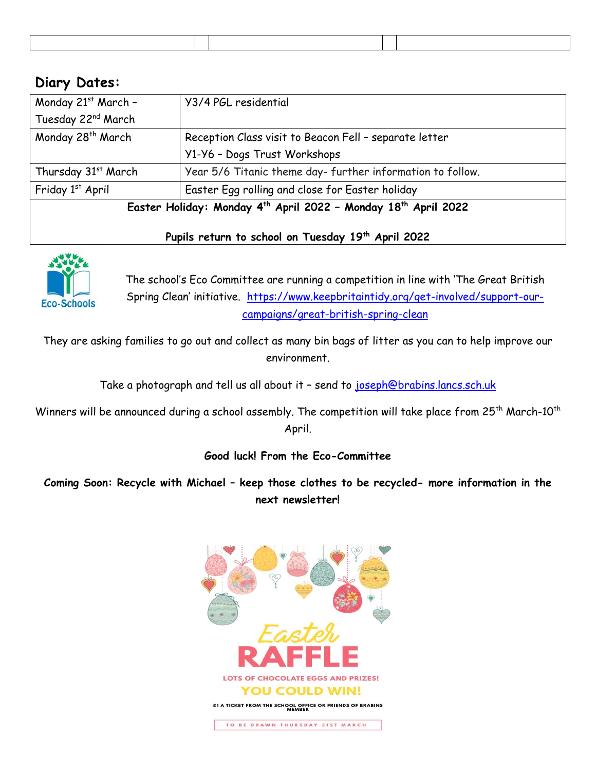| | | | | |
|---|---|---|---|---|
| | | | | |

## Diary Dates:

| | |
|---|---|
| Monday 21st March – Tuesday 22nd March | Y3/4 PGL residential |
| Monday 28th March | Reception Class visit to Beacon Fell – separate letter<br>Y1-Y6 – Dogs Trust Workshops |
| Thursday 31st March | Year 5/6 Titanic theme day- further information to follow. |
| Friday 1st April | Easter Egg rolling and close for Easter holiday |
| **Easter Holiday: Monday 4th April 2022 – Monday 18th April 2022**<br><br>**Pupils return to school on Tuesday 19th April 2022** | |

Eco-Schools

The school's Eco Committee are running a competition in line with 'The Great British Spring Clean' initiative. https://www.keepbritaintidy.org/get-involved/support-our-campaigns/great-british-spring-clean

They are asking families to go out and collect as many bin bags of litter as you can to help improve our environment.

Take a photograph and tell us all about it – send to joseph@brabins.lancs.sch.uk

Winners will be announced during a school assembly. The competition will take place from 25th March-10th April.

**Good luck! From the Eco-Committee**

**Coming Soon: Recycle with Michael – keep those clothes to be recycled- more information in the next newsletter!**

Easter
RAFFLE
LOTS OF CHOCOLATE EGGS AND PRIZES!
YOU COULD WIN!
£1 A TICKET FROM THE SCHOOL OFFICE OR FRIENDS OF BRABINS MEMBER
TO BE DRAWN THURSDAY 31ST MARCH